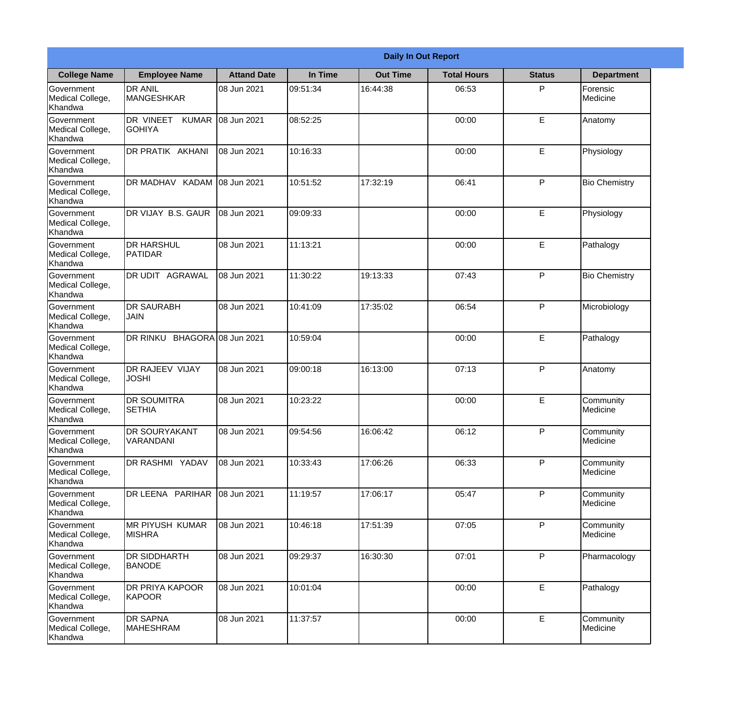**Daily In Out Report**

| College Name | Employee Name | Attand Date | In Time | Out Time | Total Hours | Status | Department |
|---|---|---|---|---|---|---|---|
| Government Medical College, Khandwa | DR ANIL MANGESHKAR | 08 Jun 2021 | 09:51:34 | 16:44:38 | 06:53 | P | Forensic Medicine |
| Government Medical College, Khandwa | DR VINEET KUMAR GOHIYA | 08 Jun 2021 | 08:52:25 | | 00:00 | E | Anatomy |
| Government Medical College, Khandwa | DR PRATIK AKHANI | 08 Jun 2021 | 10:16:33 | | 00:00 | E | Physiology |
| Government Medical College, Khandwa | DR MADHAV KADAM | 08 Jun 2021 | 10:51:52 | 17:32:19 | 06:41 | P | Bio Chemistry |
| Government Medical College, Khandwa | DR VIJAY B.S. GAUR | 08 Jun 2021 | 09:09:33 | | 00:00 | E | Physiology |
| Government Medical College, Khandwa | DR HARSHUL PATIDAR | 08 Jun 2021 | 11:13:21 | | 00:00 | E | Pathalogy |
| Government Medical College, Khandwa | DR UDIT AGRAWAL | 08 Jun 2021 | 11:30:22 | 19:13:33 | 07:43 | P | Bio Chemistry |
| Government Medical College, Khandwa | DR SAURABH JAIN | 08 Jun 2021 | 10:41:09 | 17:35:02 | 06:54 | P | Microbiology |
| Government Medical College, Khandwa | DR RINKU BHAGORA | 08 Jun 2021 | 10:59:04 | | 00:00 | E | Pathalogy |
| Government Medical College, Khandwa | DR RAJEEV VIJAY JOSHI | 08 Jun 2021 | 09:00:18 | 16:13:00 | 07:13 | P | Anatomy |
| Government Medical College, Khandwa | DR SOUMITRA SETHIA | 08 Jun 2021 | 10:23:22 | | 00:00 | E | Community Medicine |
| Government Medical College, Khandwa | DR SOURYAKANT VARANDANI | 08 Jun 2021 | 09:54:56 | 16:06:42 | 06:12 | P | Community Medicine |
| Government Medical College, Khandwa | DR RASHMI YADAV | 08 Jun 2021 | 10:33:43 | 17:06:26 | 06:33 | P | Community Medicine |
| Government Medical College, Khandwa | DR LEENA PARIHAR | 08 Jun 2021 | 11:19:57 | 17:06:17 | 05:47 | P | Community Medicine |
| Government Medical College, Khandwa | MR PIYUSH KUMAR MISHRA | 08 Jun 2021 | 10:46:18 | 17:51:39 | 07:05 | P | Community Medicine |
| Government Medical College, Khandwa | DR SIDDHARTH BANODE | 08 Jun 2021 | 09:29:37 | 16:30:30 | 07:01 | P | Pharmacology |
| Government Medical College, Khandwa | DR PRIYA KAPOOR KAPOOR | 08 Jun 2021 | 10:01:04 | | 00:00 | E | Pathalogy |
| Government Medical College, Khandwa | DR SAPNA MAHESHRAM | 08 Jun 2021 | 11:37:57 | | 00:00 | E | Community Medicine |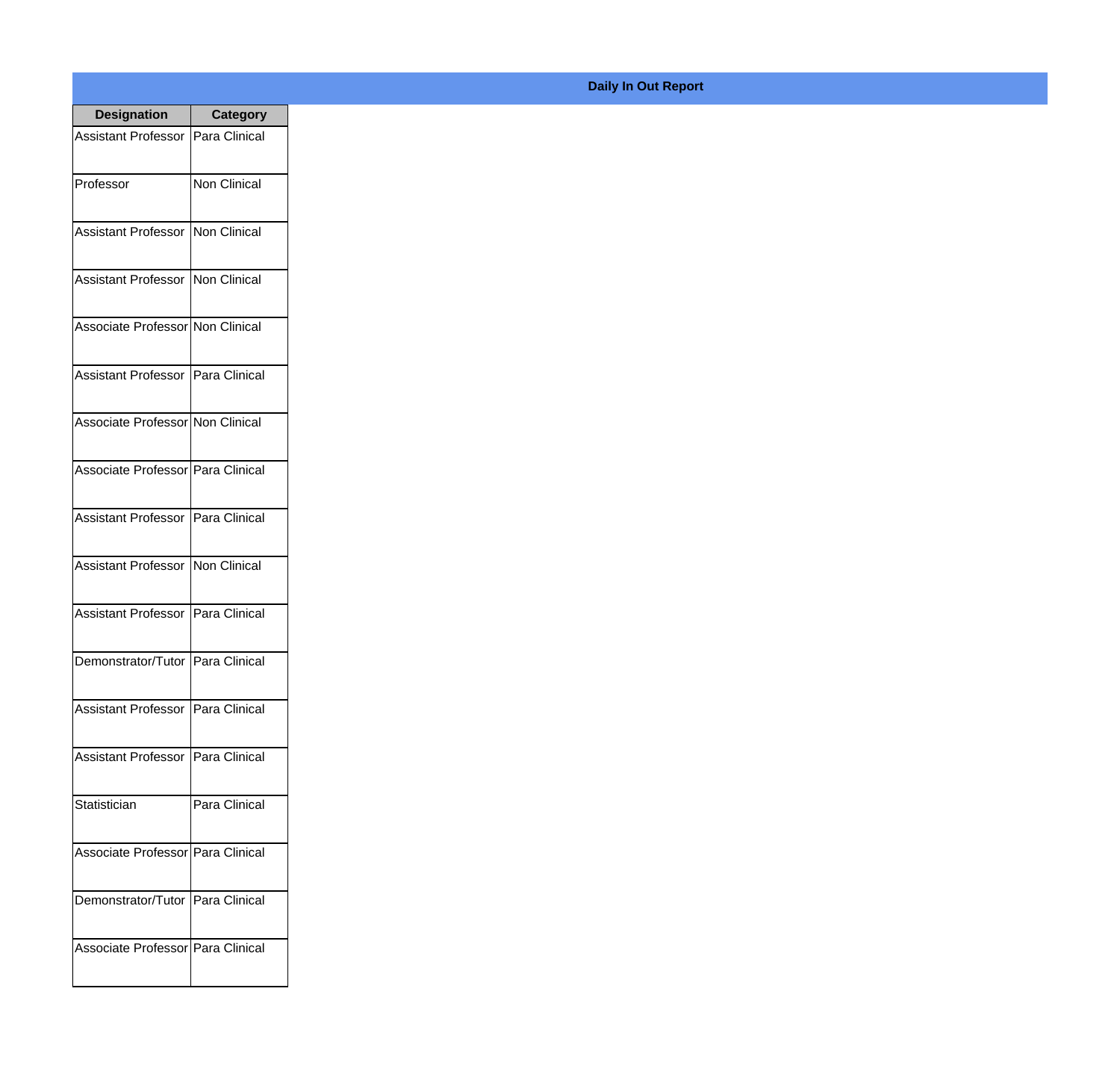**Daily In Out Report**

| Designation | Category |
|---|---|
| Assistant Professor | Para Clinical |
| Professor | Non Clinical |
| Assistant Professor | Non Clinical |
| Assistant Professor | Non Clinical |
| Associate Professor | Non Clinical |
| Assistant Professor | Para Clinical |
| Associate Professor | Non Clinical |
| Associate Professor | Para Clinical |
| Assistant Professor | Para Clinical |
| Assistant Professor | Non Clinical |
| Assistant Professor | Para Clinical |
| Demonstrator/Tutor | Para Clinical |
| Assistant Professor | Para Clinical |
| Assistant Professor | Para Clinical |
| Statistician | Para Clinical |
| Associate Professor | Para Clinical |
| Demonstrator/Tutor | Para Clinical |
| Associate Professor | Para Clinical |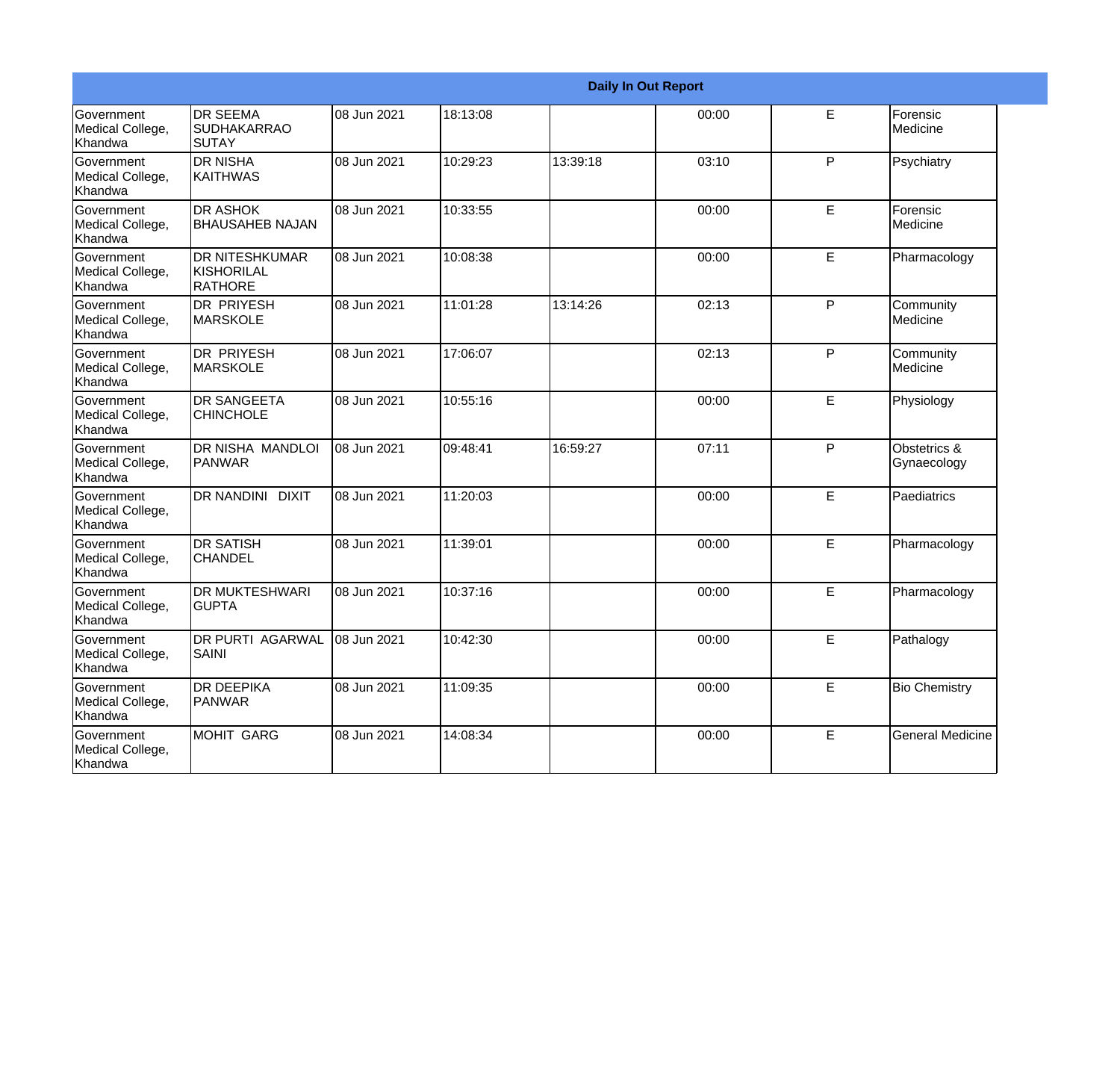| Daily In Out Report | | | | | | | |
|---|---|---|---|---|---|---|---|
| Government Medical College, Khandwa | DR SEEMA SUDHAKARRAO SUTAY | 08 Jun 2021 | 18:13:08 | | 00:00 | E | Forensic Medicine |
| Government Medical College, Khandwa | DR NISHA KAITHWAS | 08 Jun 2021 | 10:29:23 | 13:39:18 | 03:10 | P | Psychiatry |
| Government Medical College, Khandwa | DR ASHOK BHAUSAHEB NAJAN | 08 Jun 2021 | 10:33:55 | | 00:00 | E | Forensic Medicine |
| Government Medical College, Khandwa | DR NITESHKUMAR KISHORILAL RATHORE | 08 Jun 2021 | 10:08:38 | | 00:00 | E | Pharmacology |
| Government Medical College, Khandwa | DR PRIYESH MARSKOLE | 08 Jun 2021 | 11:01:28 | 13:14:26 | 02:13 | P | Community Medicine |
| Government Medical College, Khandwa | DR PRIYESH MARSKOLE | 08 Jun 2021 | 17:06:07 | | 02:13 | P | Community Medicine |
| Government Medical College, Khandwa | DR SANGEETA CHINCHOLE | 08 Jun 2021 | 10:55:16 | | 00:00 | E | Physiology |
| Government Medical College, Khandwa | DR NISHA MANDLOI PANWAR | 08 Jun 2021 | 09:48:41 | 16:59:27 | 07:11 | P | Obstetrics & Gynaecology |
| Government Medical College, Khandwa | DR NANDINI DIXIT | 08 Jun 2021 | 11:20:03 | | 00:00 | E | Paediatrics |
| Government Medical College, Khandwa | DR SATISH CHANDEL | 08 Jun 2021 | 11:39:01 | | 00:00 | E | Pharmacology |
| Government Medical College, Khandwa | DR MUKTESHWARI GUPTA | 08 Jun 2021 | 10:37:16 | | 00:00 | E | Pharmacology |
| Government Medical College, Khandwa | DR PURTI AGARWAL SAINI | 08 Jun 2021 | 10:42:30 | | 00:00 | E | Pathalogy |
| Government Medical College, Khandwa | DR DEEPIKA PANWAR | 08 Jun 2021 | 11:09:35 | | 00:00 | E | Bio Chemistry |
| Government Medical College, Khandwa | MOHIT GARG | 08 Jun 2021 | 14:08:34 | | 00:00 | E | General Medicine |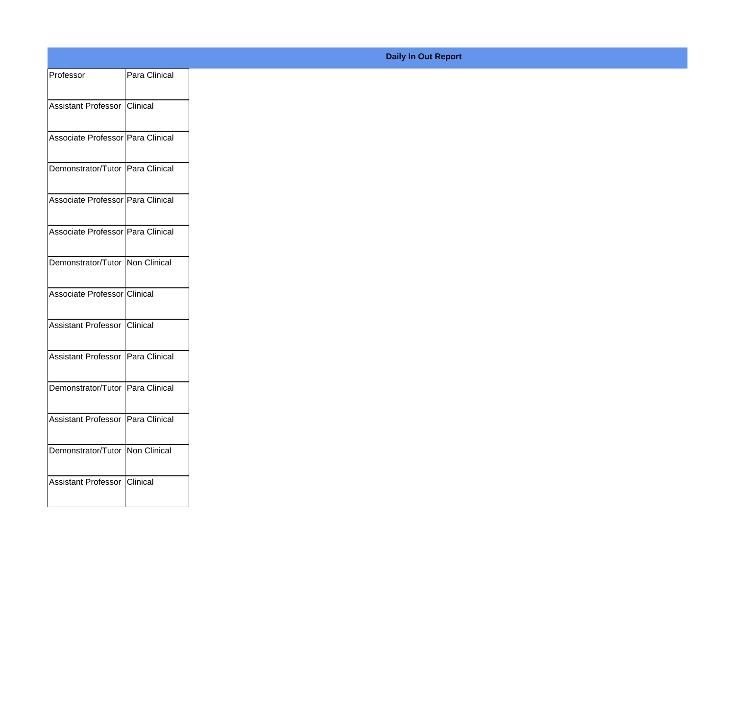**Daily In Out Report**

| | |
|---|---|
| Professor | Para Clinical |
| Assistant Professor | Clinical |
| Associate Professor | Para Clinical |
| Demonstrator/Tutor | Para Clinical |
| Associate Professor | Para Clinical |
| Associate Professor | Para Clinical |
| Demonstrator/Tutor | Non Clinical |
| Associate Professor | Clinical |
| Assistant Professor | Clinical |
| Assistant Professor | Para Clinical |
| Demonstrator/Tutor | Para Clinical |
| Assistant Professor | Para Clinical |
| Demonstrator/Tutor | Non Clinical |
| Assistant Professor | Clinical |